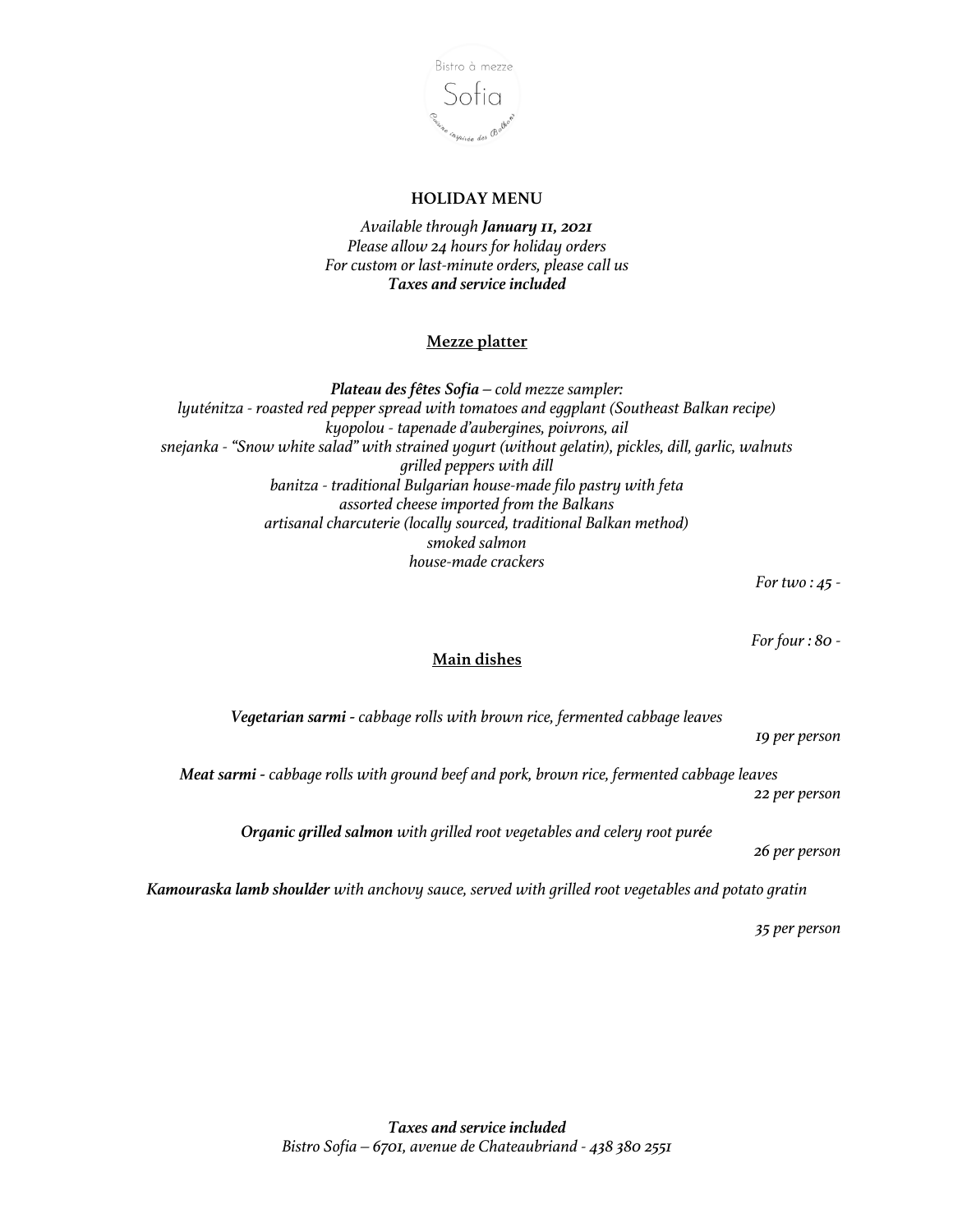Bistro à mezze

Sofia

Cuisine inspirée des Balkans

## HOLIDAY MENU

*Available through **January 11, 2021***
*Please allow 24 hours for holiday orders*
*For custom or last-minute orders, please call us*
***Taxes and service included***

### Mezze platter

***Plateau des fêtes Sofia** – cold mezze sampler:*
*lyuténitza - roasted red pepper spread with tomatoes and eggplant (Southeast Balkan recipe)*
*kyopolou - tapenade d'aubergines, poivrons, ail*
*snejanka - "Snow white salad" with strained yogurt (without gelatin), pickles, dill, garlic, walnuts*
*grilled peppers with dill*
*banitza - traditional Bulgarian house-made filo pastry with feta*
*assorted cheese imported from the Balkans*
*artisanal charcuterie (locally sourced, traditional Balkan method)*
*smoked salmon*
*house-made crackers*

*For two : 45 -*

*For four : 80 -*

### Main dishes

***Vegetarian sarmi** - cabbage rolls with brown rice, fermented cabbage leaves*

*19 per person*

***Meat sarmi** - cabbage rolls with ground beef and pork, brown rice, fermented cabbage leaves*

*22 per person*

***Organic grilled salmon** with grilled root vegetables and celery root purée*

*26 per person*

***Kamouraska lamb shoulder** with anchovy sauce, served with grilled root vegetables and potato gratin*

*35 per person*

***Taxes and service included***
*Bistro Sofia – 6701, avenue de Chateaubriand - 438 380 2551*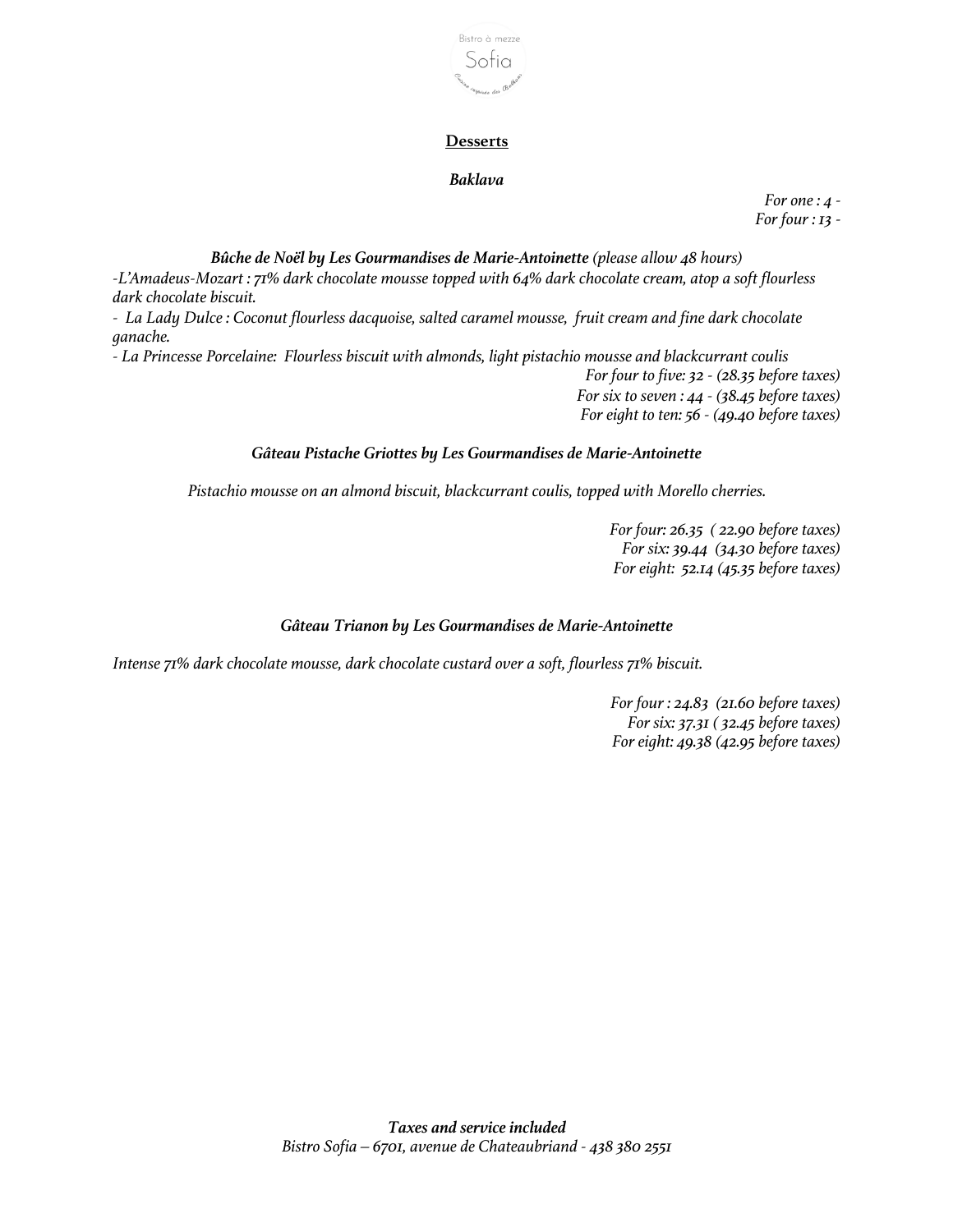## Desserts

### *Baklava*

*For one : 4 -*
*For four : 13 -*

***Bûche de Noël by Les Gourmandises de Marie-Antoinette*** *(please allow 48 hours)*

*-L'Amadeus-Mozart : 71% dark chocolate mousse topped with 64% dark chocolate cream, atop a soft flourless dark chocolate biscuit.*

*- La Lady Dulce : Coconut flourless dacquoise, salted caramel mousse, fruit cream and fine dark chocolate ganache.*

*- La Princesse Porcelaine: Flourless biscuit with almonds, light pistachio mousse and blackcurrant coulis*

*For four to five: 32 - (28.35 before taxes)*
*For six to seven : 44 - (38.45 before taxes)*
*For eight to ten: 56 - (49.40 before taxes)*

### *Gâteau Pistache Griottes by Les Gourmandises de Marie-Antoinette*

*Pistachio mousse on an almond biscuit, blackcurrant coulis, topped with Morello cherries.*

*For four: 26.35 ( 22.90 before taxes)*
*For six: 39.44 (34.30 before taxes)*
*For eight: 52.14 (45.35 before taxes)*

### *Gâteau Trianon by Les Gourmandises de Marie-Antoinette*

*Intense 71% dark chocolate mousse, dark chocolate custard over a soft, flourless 71% biscuit.*

*For four : 24.83 (21.60 before taxes)*
*For six: 37.31 ( 32.45 before taxes)*
*For eight: 49.38 (42.95 before taxes)*

***Taxes and service included***
*Bistro Sofia – 6701, avenue de Chateaubriand - 438 380 2551*